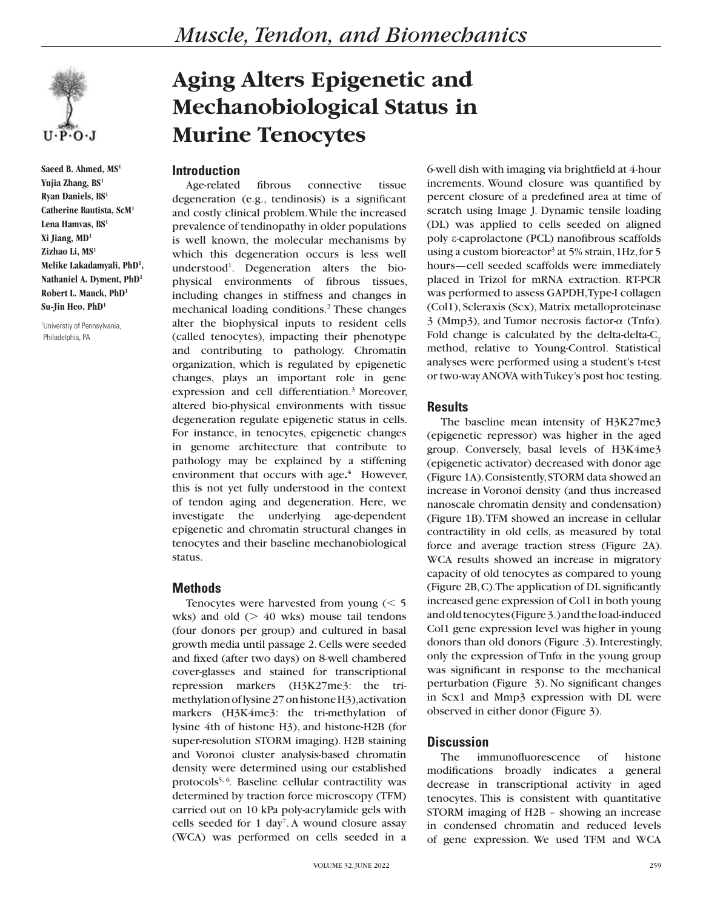# Aging Alters Epigenetic and Mechanobiological Status in Murine Tenocytes

**Saeed B. Ahmed, MS[1]**
**Yujia Zhang, BS[1]**
**Ryan Daniels, BS[1]**
**Catherine Bautista, ScM[1]**
**Lena Hamvas, BS[1]**
**Xi Jiang, MD[1]**
**Zizhao Li, MS[1]**
**Melike Lakadamyali, PhD[1],**
**Nathaniel A. Dyment, PhD[1]**
**Robert L. Mauck, PhD[1]**
**Su-Jin Heo, PhD[1]**

[1]Universtiy of Pennsylvania, Philadelphia, PA

## Introduction

Age-related fibrous connective tissue degeneration (e.g., tendinosis) is a significant and costly clinical problem. While the increased prevalence of tendinopathy in older populations is well known, the molecular mechanisms by which this degeneration occurs is less well understood[1]. Degeneration alters the bio-physical environments of fibrous tissues, including changes in stiffness and changes in mechanical loading conditions.[2] These changes alter the biophysical inputs to resident cells (called tenocytes), impacting their phenotype and contributing to pathology. Chromatin organization, which is regulated by epigenetic changes, plays an important role in gene expression and cell differentiation.[3] Moreover, altered bio-physical environments with tissue degeneration regulate epigenetic status in cells. For instance, in tenocytes, epigenetic changes in genome architecture that contribute to pathology may be explained by a stiffening environment that occurs with age.[4] However, this is not yet fully understood in the context of tendon aging and degeneration. Here, we investigate the underlying age-dependent epigenetic and chromatin structural changes in tenocytes and their baseline mechanobiological status.

## Methods

Tenocytes were harvested from young (< 5 wks) and old (> 40 wks) mouse tail tendons (four donors per group) and cultured in basal growth media until passage 2. Cells were seeded and fixed (after two days) on 8-well chambered cover-glasses and stained for transcriptional repression markers (H3K27me3: the tri-methylation of lysine 27 on histone H3), activation markers (H3K4me3: the tri-methylation of lysine 4th of histone H3), and histone-H2B (for super-resolution STORM imaging). H2B staining and Voronoi cluster analysis-based chromatin density were determined using our established protocols[5, 6]. Baseline cellular contractility was determined by traction force microscopy (TFM) carried out on 10 kPa poly-acrylamide gels with cells seeded for 1 day[7]. A wound closure assay (WCA) was performed on cells seeded in a 6-well dish with imaging via brightfield at 4-hour increments. Wound closure was quantified by percent closure of a predefined area at time of scratch using Image J. Dynamic tensile loading (DL) was applied to cells seeded on aligned poly ε-caprolactone (PCL) nanofibrous scaffolds using a custom bioreactor[3] at 5% strain, 1Hz, for 5 hours—cell seeded scaffolds were immediately placed in Trizol for mRNA extraction. RT-PCR was performed to assess GAPDH, Type-I collagen (Col1), Scleraxis (Scx), Matrix metalloproteinase 3 (Mmp3), and Tumor necrosis factor-α (Tnfα). Fold change is calculated by the delta-delta-$C_T$ method, relative to Young-Control. Statistical analyses were performed using a student's t-test or two-way ANOVA with Tukey's post hoc testing.

## Results

The baseline mean intensity of H3K27me3 (epigenetic repressor) was higher in the aged group. Conversely, basal levels of H3K4me3 (epigenetic activator) decreased with donor age (Figure 1A). Consistently, STORM data showed an increase in Voronoi density (and thus increased nanoscale chromatin density and condensation) (Figure 1B). TFM showed an increase in cellular contractility in old cells, as measured by total force and average traction stress (Figure 2A). WCA results showed an increase in migratory capacity of old tenocytes as compared to young (Figure 2B, C). The application of DL significantly increased gene expression of Col1 in both young and old tenocytes (Figure 3.) and the load-induced Col1 gene expression level was higher in young donors than old donors (Figure .3). Interestingly, only the expression of Tnfα in the young group was significant in response to the mechanical perturbation (Figure 3). No significant changes in Scx1 and Mmp3 expression with DL were observed in either donor (Figure 3).

## Discussion

The immunofluorescence of histone modifications broadly indicates a general decrease in transcriptional activity in aged tenocytes. This is consistent with quantitative STORM imaging of H2B – showing an increase in condensed chromatin and reduced levels of gene expression. We used TFM and WCA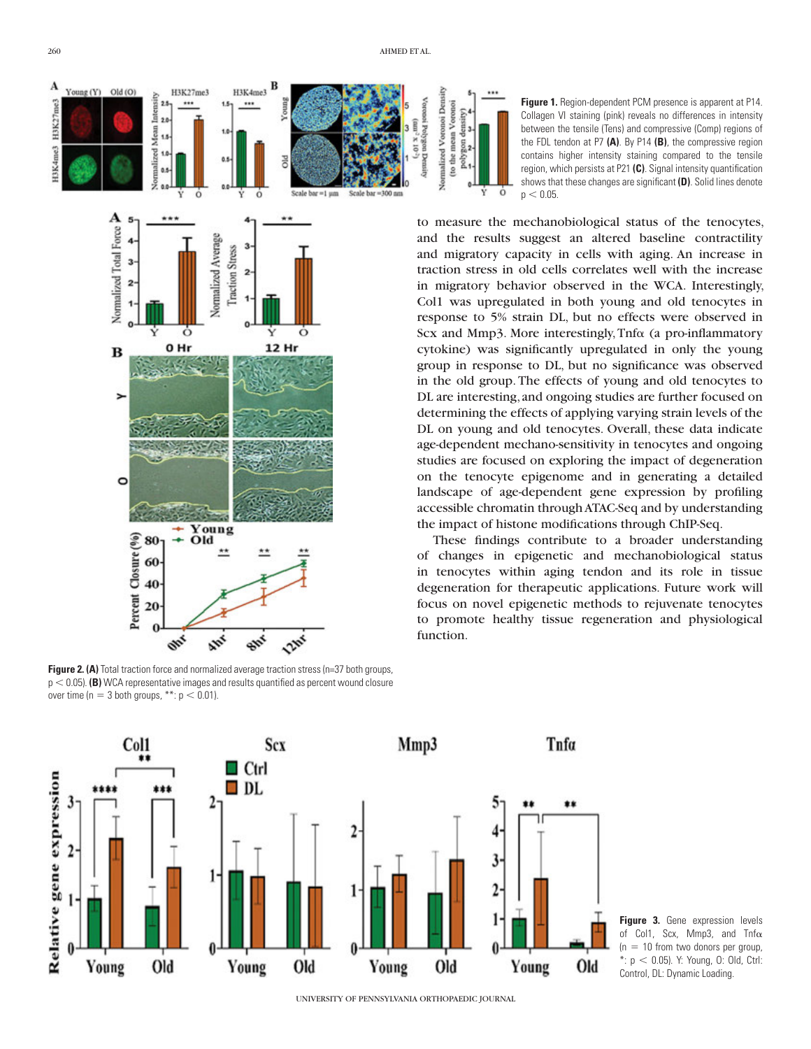**Figure 1.** Region-dependent PCM presence is apparent at P14. Collagen VI staining (pink) reveals no differences in intensity between the tensile (Tens) and compressive (Comp) regions of the FDL tendon at P7 **(A)**. By P14 **(B)**, the compressive region contains higher intensity staining compared to the tensile region, which persists at P21 **(C)**. Signal intensity quantification shows that these changes are significant **(D)**. Solid lines denote $p < 0.05$.

to measure the mechanobiological status of the tenocytes, and the results suggest an altered baseline contractility and migratory capacity in cells with aging. An increase in traction stress in old cells correlates well with the increase in migratory behavior observed in the WCA. Interestingly, Col1 was upregulated in both young and old tenocytes in response to 5% strain DL, but no effects were observed in Scx and Mmp3. More interestingly, Tnfα (a pro-inflammatory cytokine) was significantly upregulated in only the young group in response to DL, but no significance was observed in the old group. The effects of young and old tenocytes to DL are interesting, and ongoing studies are further focused on determining the effects of applying varying strain levels of the DL on young and old tenocytes. Overall, these data indicate age-dependent mechano-sensitivity in tenocytes and ongoing studies are focused on exploring the impact of degeneration on the tenocyte epigenome and in generating a detailed landscape of age-dependent gene expression by profiling accessible chromatin through ATAC-Seq and by understanding the impact of histone modifications through ChIP-Seq.

These findings contribute to a broader understanding of changes in epigenetic and mechanobiological status in tenocytes within aging tendon and its role in tissue degeneration for therapeutic applications. Future work will focus on novel epigenetic methods to rejuvenate tenocytes to promote healthy tissue regeneration and physiological function.

**Figure 2. (A)** Total traction force and normalized average traction stress (n=37 both groups, $p < 0.05$). **(B)** WCA representative images and results quantified as percent wound closure over time ($n = 3$ both groups, **: $p < 0.01$).

**Figure 3.** Gene expression levels of Col1, Scx, Mmp3, and Tnfα ($n = 10$ from two donors per group, *: $p < 0.05$). Y: Young, O: Old, Ctrl: Control, DL: Dynamic Loading.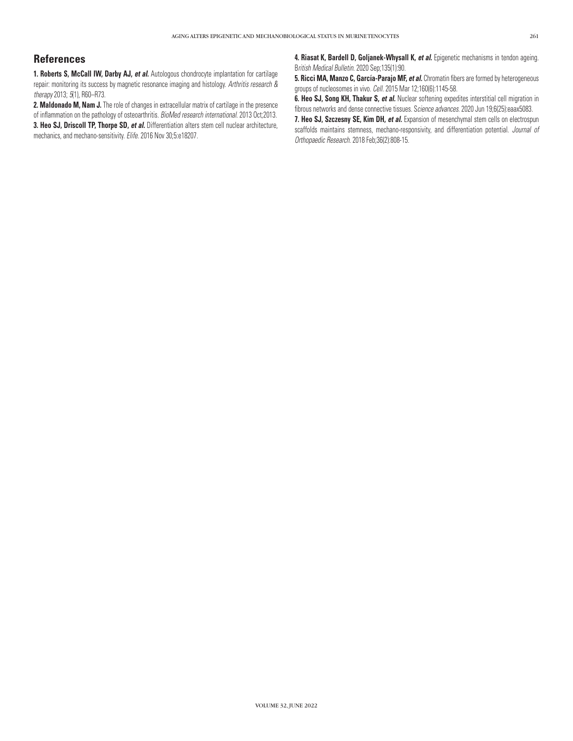## References

**1. Roberts S, McCall IW, Darby AJ, *et al.*** Autologous chondrocyte implantation for cartilage repair: monitoring its success by magnetic resonance imaging and histology. *Arthritis research & therapy* 2013; *5*(1), R60–R73.

**2. Maldonado M, Nam J.** The role of changes in extracellular matrix of cartilage in the presence of inflammation on the pathology of osteoarthritis. *BioMed research international*. 2013 Oct;2013.

**3. Heo SJ, Driscoll TP, Thorpe SD, *et al.*** Differentiation alters stem cell nuclear architecture, mechanics, and mechano-sensitivity. *Elife*. 2016 Nov 30;5:e18207.

**4. Riasat K, Bardell D, Goljanek-Whysall K, *et al.*** Epigenetic mechanisms in tendon ageing. B*ritish Medical Bulletin*. 2020 Sep;135(1):90.

**5. Ricci MA, Manzo C, García-Parajo MF, *et al.*** Chromatin fibers are formed by heterogeneous groups of nucleosomes in vivo. *Cell*. 2015 Mar 12;160(6):1145-58.

**6. Heo SJ, Song KH, Thakur S, *et al.*** Nuclear softening expedites interstitial cell migration in fibrous networks and dense connective tissues. S*cience advances*. 2020 Jun 19;6(25):eaax5083.

**7. Heo SJ, Szczesny SE, Kim DH, *et al.*** Expansion of mesenchymal stem cells on electrospun scaffolds maintains stemness, mechano-responsivity, and differentiation potential. *Journal of Orthopaedic Research*. 2018 Feb;36(2):808-15.